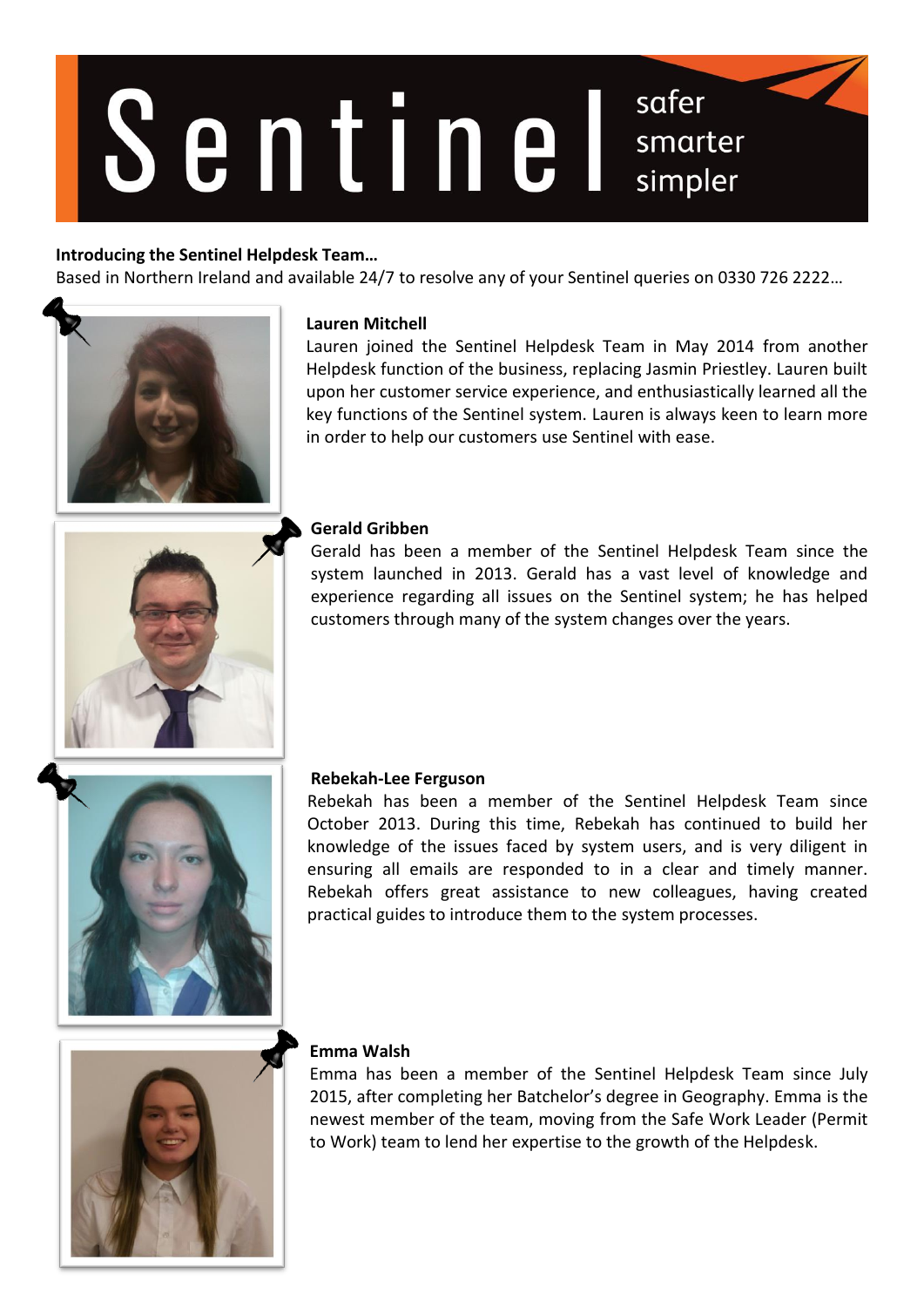# Sentinel

safer
smarter
simpler

**Introducing the Sentinel Helpdesk Team…**

Based in Northern Ireland and available 24/7 to resolve any of your Sentinel queries on 0330 726 2222…

**Lauren Mitchell**

Lauren joined the Sentinel Helpdesk Team in May 2014 from another Helpdesk function of the business, replacing Jasmin Priestley. Lauren built upon her customer service experience, and enthusiastically learned all the key functions of the Sentinel system. Lauren is always keen to learn more in order to help our customers use Sentinel with ease.

**Gerald Gribben**

Gerald has been a member of the Sentinel Helpdesk Team since the system launched in 2013. Gerald has a vast level of knowledge and experience regarding all issues on the Sentinel system; he has helped customers through many of the system changes over the years.

**Rebekah-Lee Ferguson**

Rebekah has been a member of the Sentinel Helpdesk Team since October 2013. During this time, Rebekah has continued to build her knowledge of the issues faced by system users, and is very diligent in ensuring all emails are responded to in a clear and timely manner. Rebekah offers great assistance to new colleagues, having created practical guides to introduce them to the system processes.

**Emma Walsh**

Emma has been a member of the Sentinel Helpdesk Team since July 2015, after completing her Batchelor's degree in Geography. Emma is the newest member of the team, moving from the Safe Work Leader (Permit to Work) team to lend her expertise to the growth of the Helpdesk.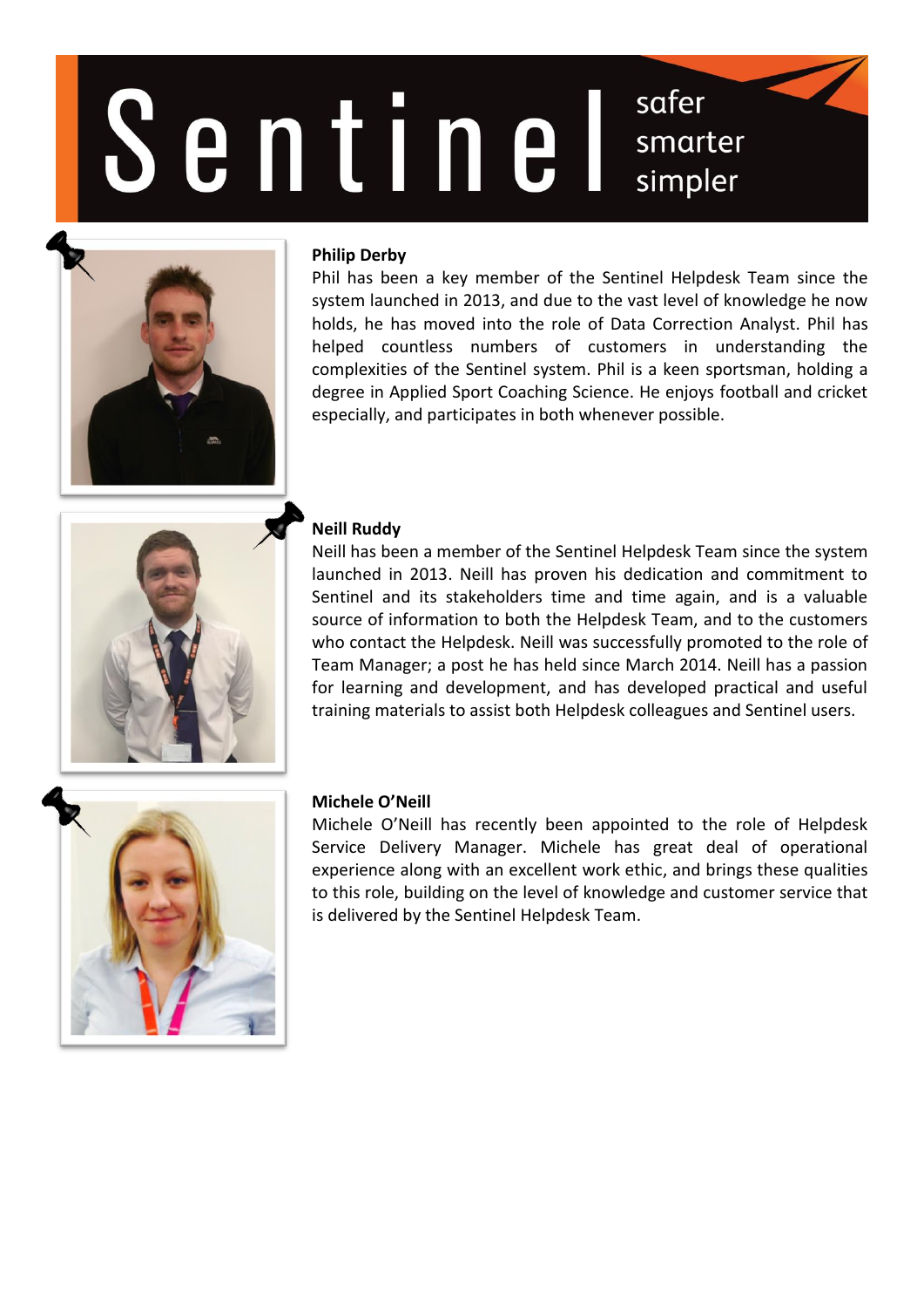# Sentinel

safer
smarter
simpler

**Philip Derby**

Phil has been a key member of the Sentinel Helpdesk Team since the system launched in 2013, and due to the vast level of knowledge he now holds, he has moved into the role of Data Correction Analyst. Phil has helped countless numbers of customers in understanding the complexities of the Sentinel system. Phil is a keen sportsman, holding a degree in Applied Sport Coaching Science. He enjoys football and cricket especially, and participates in both whenever possible.

**Neill Ruddy**

Neill has been a member of the Sentinel Helpdesk Team since the system launched in 2013. Neill has proven his dedication and commitment to Sentinel and its stakeholders time and time again, and is a valuable source of information to both the Helpdesk Team, and to the customers who contact the Helpdesk. Neill was successfully promoted to the role of Team Manager; a post he has held since March 2014. Neill has a passion for learning and development, and has developed practical and useful training materials to assist both Helpdesk colleagues and Sentinel users.

**Michele O'Neill**

Michele O'Neill has recently been appointed to the role of Helpdesk Service Delivery Manager. Michele has great deal of operational experience along with an excellent work ethic, and brings these qualities to this role, building on the level of knowledge and customer service that is delivered by the Sentinel Helpdesk Team.